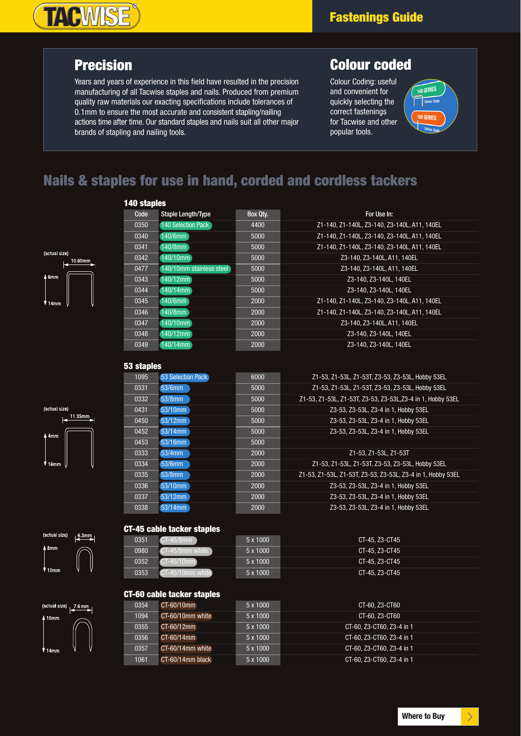# Fastenings Guide

## Precision

Years and years of experience in this field have resulted in the precision manufacturing of all Tacwise staples and nails. Produced from premium quality raw materials our exacting specifications include tolerances of 0.1mm to ensure the most accurate and consistent stapling/nailing actions time after time. Our standard staples and nails suit all other major brands of stapling and nailing tools.

## Colour coded

Colour Coding: useful and convenient for quickly selecting the correct fastenings for Tacwise and other popular tools.

## Nails & staples for use in hand, corded and cordless tackers

### 140 staples

(actual size) 10.60mm, 6mm, 14mm

| Code | Staple Length/Type | Box Qty. | For Use In: |
|---|---|---|---|
| 0350 | 140 Selection Pack | 4400 | Z1-140, Z1-140L, Z3-140, Z3-140L, A11, 140EL |
| 0340 | 140/6mm | 5000 | Z1-140, Z1-140L, Z3-140, Z3-140L, A11, 140EL |
| 0341 | 140/8mm | 5000 | Z1-140, Z1-140L, Z3-140, Z3-140L, A11, 140EL |
| 0342 | 140/10mm | 5000 | Z3-140, Z3-140L, A11, 140EL |
| 0477 | 140/10mm stainless steel | 5000 | Z3-140, Z3-140L, A11, 140EL |
| 0343 | 140/12mm | 5000 | Z3-140, Z3-140L, 140EL |
| 0344 | 140/14mm | 5000 | Z3-140, Z3-140L, 140EL |
| 0345 | 140/6mm | 2000 | Z1-140, Z1-140L, Z3-140, Z3-140L, A11, 140EL |
| 0346 | 140/8mm | 2000 | Z1-140, Z1-140L, Z3-140, Z3-140L, A11, 140EL |
| 0347 | 140/10mm | 2000 | Z3-140, Z3-140L, A11, 140EL |
| 0348 | 140/12mm | 2000 | Z3-140, Z3-140L, 140EL |
| 0349 | 140/14mm | 2000 | Z3-140, Z3-140L, 140EL |

### 53 staples

(actual size) 11.35mm, 4mm, 16mm

| Code | Staple Length/Type | Box Qty. | For Use In: |
|---|---|---|---|
| 1095 | 53 Selection Pack | 6000 | Z1-53, Z1-53L, Z1-53T, Z3-53, Z3-53L, Hobby 53EL |
| 0331 | 53/6mm | 5000 | Z1-53, Z1-53L, Z1-53T, Z3-53, Z3-53L, Hobby 53EL |
| 0332 | 53/8mm | 5000 | Z1-53, Z1-53L, Z1-53T, Z3-53, Z3-53L,Z3-4 in 1, Hobby 53EL |
| 0431 | 53/10mm | 5000 | Z3-53, Z3-53L, Z3-4 in 1, Hobby 53EL |
| 0450 | 53/12mm | 5000 | Z3-53, Z3-53L, Z3-4 in 1, Hobby 53EL |
| 0452 | 53/14mm | 5000 | Z3-53, Z3-53L, Z3-4 in 1, Hobby 53EL |
| 0453 | 53/16mm | 5000 | |
| 0333 | 53/4mm | 2000 | Z1-53, Z1-53L, Z1-53T |
| 0334 | 53/6mm | 2000 | Z1-53, Z1-53L, Z1-53T, Z3-53, Z3-53L, Hobby 53EL |
| 0335 | 53/8mm | 2000 | Z1-53, Z1-53L, Z1-53T, Z3-53, Z3-53L, Z3-4 in 1, Hobby 53EL |
| 0336 | 53/10mm | 2000 | Z3-53, Z3-53L, Z3-4 in 1, Hobby 53EL |
| 0337 | 53/12mm | 2000 | Z3-53, Z3-53L, Z3-4 in 1, Hobby 53EL |
| 0338 | 53/14mm | 2000 | Z3-53, Z3-53L, Z3-4 in 1, Hobby 53EL |

### CT-45 cable tacker staples

(actual size) 6.3mm, 8mm, 10mm

| Code | Staple Length/Type | Box Qty. | For Use In: |
|---|---|---|---|
| 0351 | CT-45/8mm | 5 x 1000 | CT-45, Z3-CT45 |
| 0980 | CT-45/8mm white | 5 x 1000 | CT-45, Z3-CT45 |
| 0352 | CT-45/10mm | 5 x 1000 | CT-45, Z3-CT45 |
| 0353 | CT-45/10mm white | 5 x 1000 | CT-45, Z3-CT45 |

### CT-60 cable tacker staples

(actual size) 7.6 mm, 10mm, 14mm

| Code | Staple Length/Type | Box Qty. | For Use In: |
|---|---|---|---|
| 0354 | CT-60/10mm | 5 x 1000 | CT-60, Z3-CT60 |
| 1094 | CT-60/10mm white | 5 x 1000 | CT-60, Z3-CT60 |
| 0355 | CT-60/12mm | 5 x 1000 | CT-60, Z3-CT60, Z3-4 in 1 |
| 0356 | CT-60/14mm | 5 x 1000 | CT-60, Z3-CT60, Z3-4 in 1 |
| 0357 | CT-60/14mm white | 5 x 1000 | CT-60, Z3-CT60, Z3-4 in 1 |
| 1061 | CT-60/14mm black | 5 x 1000 | CT-60, Z3-CT60, Z3-4 in 1 |

Where to Buy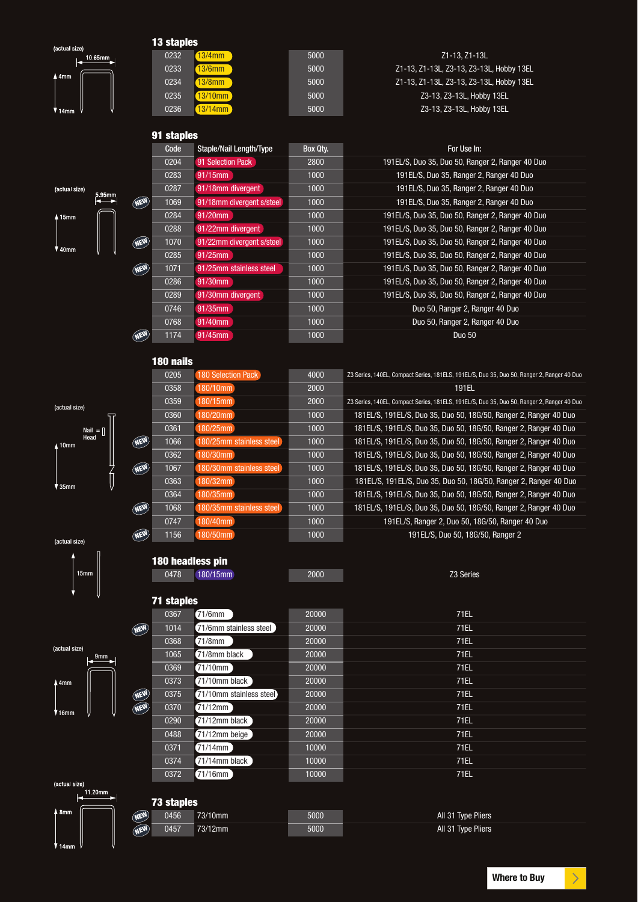## 13 staples

(actual size) 10.65mm, 4mm, 14mm

| Code | Staple/Nail Length/Type | Box Qty. | For Use In: |
|---|---|---|---|
| 0232 | 13/4mm | 5000 | Z1-13, Z1-13L |
| 0233 | 13/6mm | 5000 | Z1-13, Z1-13L, Z3-13, Z3-13L, Hobby 13EL |
| 0234 | 13/8mm | 5000 | Z1-13, Z1-13L, Z3-13, Z3-13L, Hobby 13EL |
| 0235 | 13/10mm | 5000 | Z3-13, Z3-13L, Hobby 13EL |
| 0236 | 13/14mm | 5000 | Z3-13, Z3-13L, Hobby 13EL |

## 91 staples

(actual size) 5.95mm, 15mm, 40mm

| | Code | Staple/Nail Length/Type | Box Qty. | For Use In: |
|---|---|---|---|---|
| | 0204 | 91 Selection Pack | 2800 | 191EL/S, Duo 35, Duo 50, Ranger 2, Ranger 40 Duo |
| | 0283 | 91/15mm | 1000 | 191EL/S, Duo 35, Ranger 2, Ranger 40 Duo |
| | 0287 | 91/18mm divergent | 1000 | 191EL/S, Duo 35, Ranger 2, Ranger 40 Duo |
| NEW | 1069 | 91/18mm divergent s/steel | 1000 | 191EL/S, Duo 35, Ranger 2, Ranger 40 Duo |
| | 0284 | 91/20mm | 1000 | 191EL/S, Duo 35, Duo 50, Ranger 2, Ranger 40 Duo |
| | 0288 | 91/22mm divergent | 1000 | 191EL/S, Duo 35, Duo 50, Ranger 2, Ranger 40 Duo |
| NEW | 1070 | 91/22mm divergent s/steel | 1000 | 191EL/S, Duo 35, Duo 50, Ranger 2, Ranger 40 Duo |
| | 0285 | 91/25mm | 1000 | 191EL/S, Duo 35, Duo 50, Ranger 2, Ranger 40 Duo |
| NEW | 1071 | 91/25mm stainless steel | 1000 | 191EL/S, Duo 35, Duo 50, Ranger 2, Ranger 40 Duo |
| | 0286 | 91/30mm | 1000 | 191EL/S, Duo 35, Duo 50, Ranger 2, Ranger 40 Duo |
| | 0289 | 91/30mm divergent | 1000 | 191EL/S, Duo 35, Duo 50, Ranger 2, Ranger 40 Duo |
| | 0746 | 91/35mm | 1000 | Duo 50, Ranger 2, Ranger 40 Duo |
| | 0768 | 91/40mm | 1000 | Duo 50, Ranger 2, Ranger 40 Duo |
| NEW | 1174 | 91/45mm | 1000 | Duo 50 |

## 180 nails

(actual size) Nail Head, 10mm, 35mm

| | Code | Staple/Nail Length/Type | Box Qty. | For Use In: |
|---|---|---|---|---|
| | 0205 | 180 Selection Pack | 4000 | Z3 Series, 140EL, Compact Series, 181ELS, 191EL/S, Duo 35, Duo 50, Ranger 2, Ranger 40 Duo |
| | 0358 | 180/10mm | 2000 | 191EL |
| | 0359 | 180/15mm | 2000 | Z3 Series, 140EL, Compact Series, 181ELS, 191EL/S, Duo 35, Duo 50, Ranger 2, Ranger 40 Duo |
| | 0360 | 180/20mm | 1000 | 181EL/S, 191EL/S, Duo 35, Duo 50, 18G/50, Ranger 2, Ranger 40 Duo |
| | 0361 | 180/25mm | 1000 | 181EL/S, 191EL/S, Duo 35, Duo 50, 18G/50, Ranger 2, Ranger 40 Duo |
| NEW | 1066 | 180/25mm stainless steel | 1000 | 181EL/S, 191EL/S, Duo 35, Duo 50, 18G/50, Ranger 2, Ranger 40 Duo |
| | 0362 | 180/30mm | 1000 | 181EL/S, 191EL/S, Duo 35, Duo 50, 18G/50, Ranger 2, Ranger 40 Duo |
| NEW | 1067 | 180/30mm stainless steel | 1000 | 181EL/S, 191EL/S, Duo 35, Duo 50, 18G/50, Ranger 2, Ranger 40 Duo |
| | 0363 | 180/32mm | 1000 | 181EL/S, 191EL/S, Duo 35, Duo 50, 18G/50, Ranger 2, Ranger 40 Duo |
| | 0364 | 180/35mm | 1000 | 181EL/S, 191EL/S, Duo 35, Duo 50, 18G/50, Ranger 2, Ranger 40 Duo |
| NEW | 1068 | 180/35mm stainless steel | 1000 | 181EL/S, 191EL/S, Duo 35, Duo 50, 18G/50, Ranger 2, Ranger 40 Duo |
| | 0747 | 180/40mm | 1000 | 191EL/S, Ranger 2, Duo 50, 18G/50, Ranger 40 Duo |
| NEW | 1156 | 180/50mm | 1000 | 191EL/S, Duo 50, 18G/50, Ranger 2 |

## 180 headless pin

(actual size) 15mm

| Code | Staple/Nail Length/Type | Box Qty. | For Use In: |
|---|---|---|---|
| 0478 | 180/15mm | 2000 | Z3 Series |

## 71 staples

(actual size) 9mm, 4mm, 16mm

| | Code | Staple/Nail Length/Type | Box Qty. | For Use In: |
|---|---|---|---|---|
| | 0367 | 71/6mm | 20000 | 71EL |
| NEW | 1014 | 71/6mm stainless steel | 20000 | 71EL |
| | 0368 | 71/8mm | 20000 | 71EL |
| | 1065 | 71/8mm black | 20000 | 71EL |
| | 0369 | 71/10mm | 20000 | 71EL |
| | 0373 | 71/10mm black | 20000 | 71EL |
| NEW | 0375 | 71/10mm stainless steel | 20000 | 71EL |
| NEW | 0370 | 71/12mm | 20000 | 71EL |
| | 0290 | 71/12mm black | 20000 | 71EL |
| | 0488 | 71/12mm beige | 20000 | 71EL |
| | 0371 | 71/14mm | 10000 | 71EL |
| | 0374 | 71/14mm black | 10000 | 71EL |
| | 0372 | 71/16mm | 10000 | 71EL |

## 73 staples

(actual size) 11.20mm, 8mm, 14mm

| | Code | Staple/Nail Length/Type | Box Qty. | For Use In: |
|---|---|---|---|---|
| NEW | 0456 | 73/10mm | 5000 | All 31 Type Pliers |
| NEW | 0457 | 73/12mm | 5000 | All 31 Type Pliers |

Where to Buy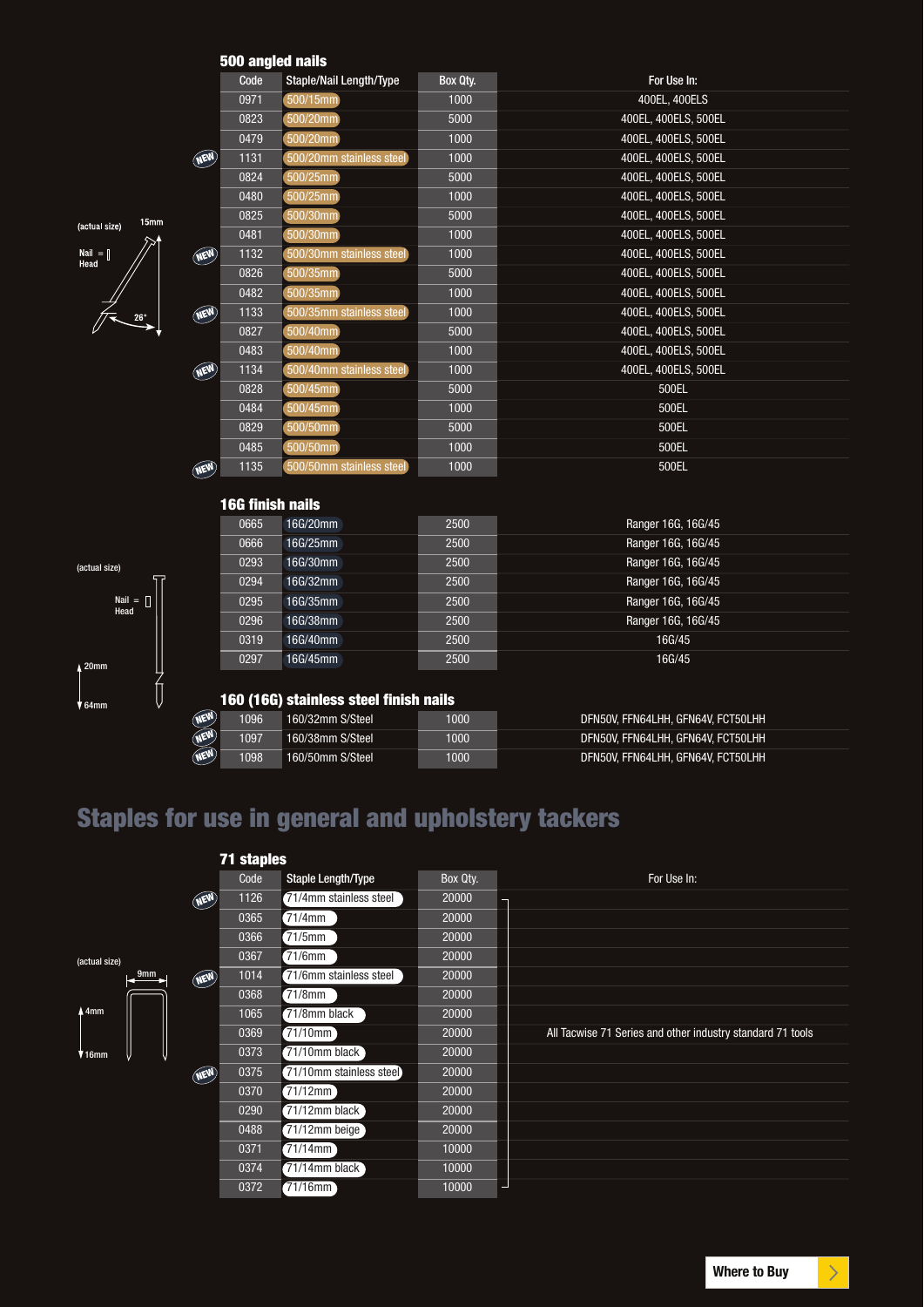### 500 angled nails

| | Code | Staple/Nail Length/Type | Box Qty. | For Use In: |
|---|---|---|---|---|
| | 0971 | 500/15mm | 1000 | 400EL, 400ELS |
| | 0823 | 500/20mm | 5000 | 400EL, 400ELS, 500EL |
| | 0479 | 500/20mm | 1000 | 400EL, 400ELS, 500EL |
| NEW | 1131 | 500/20mm stainless steel | 1000 | 400EL, 400ELS, 500EL |
| | 0824 | 500/25mm | 5000 | 400EL, 400ELS, 500EL |
| | 0480 | 500/25mm | 1000 | 400EL, 400ELS, 500EL |
| | 0825 | 500/30mm | 5000 | 400EL, 400ELS, 500EL |
| | 0481 | 500/30mm | 1000 | 400EL, 400ELS, 500EL |
| NEW | 1132 | 500/30mm stainless steel | 1000 | 400EL, 400ELS, 500EL |
| | 0826 | 500/35mm | 5000 | 400EL, 400ELS, 500EL |
| | 0482 | 500/35mm | 1000 | 400EL, 400ELS, 500EL |
| NEW | 1133 | 500/35mm stainless steel | 1000 | 400EL, 400ELS, 500EL |
| | 0827 | 500/40mm | 5000 | 400EL, 400ELS, 500EL |
| | 0483 | 500/40mm | 1000 | 400EL, 400ELS, 500EL |
| NEW | 1134 | 500/40mm stainless steel | 1000 | 400EL, 400ELS, 500EL |
| | 0828 | 500/45mm | 5000 | 500EL |
| | 0484 | 500/45mm | 1000 | 500EL |
| | 0829 | 500/50mm | 5000 | 500EL |
| | 0485 | 500/50mm | 1000 | 500EL |
| NEW | 1135 | 500/50mm stainless steel | 1000 | 500EL |

(actual size) 15mm Nail = Head 26°

### 16G finish nails

| Code | Staple/Nail Length/Type | Box Qty. | For Use In: |
|---|---|---|---|
| 0665 | 16G/20mm | 2500 | Ranger 16G, 16G/45 |
| 0666 | 16G/25mm | 2500 | Ranger 16G, 16G/45 |
| 0293 | 16G/30mm | 2500 | Ranger 16G, 16G/45 |
| 0294 | 16G/32mm | 2500 | Ranger 16G, 16G/45 |
| 0295 | 16G/35mm | 2500 | Ranger 16G, 16G/45 |
| 0296 | 16G/38mm | 2500 | Ranger 16G, 16G/45 |
| 0319 | 16G/40mm | 2500 | 16G/45 |
| 0297 | 16G/45mm | 2500 | 16G/45 |

(actual size) Nail = Head 20mm 64mm

### 160 (16G) stainless steel finish nails

| | Code | Staple/Nail Length/Type | Box Qty. | For Use In: |
|---|---|---|---|---|
| NEW | 1096 | 160/32mm S/Steel | 1000 | DFN50V, FFN64LHH, GFN64V, FCT50LHH |
| NEW | 1097 | 160/38mm S/Steel | 1000 | DFN50V, FFN64LHH, GFN64V, FCT50LHH |
| NEW | 1098 | 160/50mm S/Steel | 1000 | DFN50V, FFN64LHH, GFN64V, FCT50LHH |

## Staples for use in general and upholstery tackers

### 71 staples

| | Code | Staple Length/Type | Box Qty. | For Use In: |
|---|---|---|---|---|
| NEW | 1126 | 71/4mm stainless steel | 20000 | All Tacwise 71 Series and other industry standard 71 tools |
| | 0365 | 71/4mm | 20000 | |
| | 0366 | 71/5mm | 20000 | |
| | 0367 | 71/6mm | 20000 | |
| NEW | 1014 | 71/6mm stainless steel | 20000 | |
| | 0368 | 71/8mm | 20000 | |
| | 1065 | 71/8mm black | 20000 | |
| | 0369 | 71/10mm | 20000 | |
| | 0373 | 71/10mm black | 20000 | |
| NEW | 0375 | 71/10mm stainless steel | 20000 | |
| | 0370 | 71/12mm | 20000 | |
| | 0290 | 71/12mm black | 20000 | |
| | 0488 | 71/12mm beige | 20000 | |
| | 0371 | 71/14mm | 10000 | |
| | 0374 | 71/14mm black | 10000 | |
| | 0372 | 71/16mm | 10000 | |

(actual size) 9mm 4mm 16mm

Where to Buy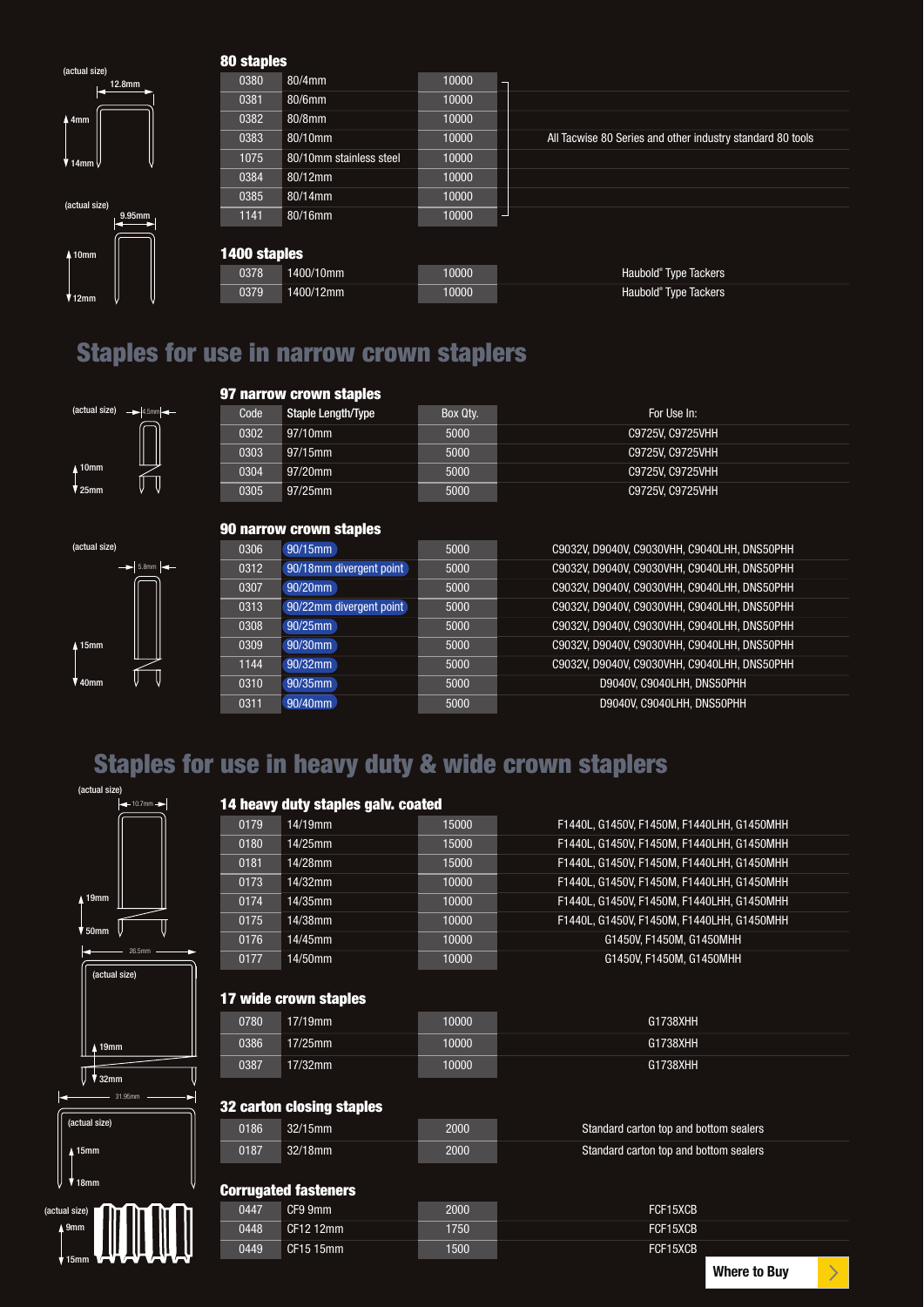(actual size) 12.8mm 4mm 14mm

(actual size) 9.95mm 10mm 12mm

### 80 staples

| Code | Staple Length/Type | Box Qty. | For Use In: |
|---|---|---|---|
| 0380 | 80/4mm | 10000 | All Tacwise 80 Series and other industry standard 80 tools |
| 0381 | 80/6mm | 10000 | |
| 0382 | 80/8mm | 10000 | |
| 0383 | 80/10mm | 10000 | |
| 1075 | 80/10mm stainless steel | 10000 | |
| 0384 | 80/12mm | 10000 | |
| 0385 | 80/14mm | 10000 | |
| 1141 | 80/16mm | 10000 | |

### 1400 staples

| Code | Staple Length/Type | Box Qty. | For Use In: |
|---|---|---|---|
| 0378 | 1400/10mm | 10000 | Haubold® Type Tackers |
| 0379 | 1400/12mm | 10000 | Haubold® Type Tackers |

## Staples for use in narrow crown staplers

(actual size) 4.5mm 10mm 25mm

### 97 narrow crown staples

| Code | Staple Length/Type | Box Qty. | For Use In: |
|---|---|---|---|
| 0302 | 97/10mm | 5000 | C9725V, C9725VHH |
| 0303 | 97/15mm | 5000 | C9725V, C9725VHH |
| 0304 | 97/20mm | 5000 | C9725V, C9725VHH |
| 0305 | 97/25mm | 5000 | C9725V, C9725VHH |

(actual size) 5.8mm 15mm 40mm

### 90 narrow crown staples

| Code | Staple Length/Type | Box Qty. | For Use In: |
|---|---|---|---|
| 0306 | 90/15mm | 5000 | C9032V, D9040V, C9030VHH, C9040LHH, DNS50PHH |
| 0312 | 90/18mm divergent point | 5000 | C9032V, D9040V, C9030VHH, C9040LHH, DNS50PHH |
| 0307 | 90/20mm | 5000 | C9032V, D9040V, C9030VHH, C9040LHH, DNS50PHH |
| 0313 | 90/22mm divergent point | 5000 | C9032V, D9040V, C9030VHH, C9040LHH, DNS50PHH |
| 0308 | 90/25mm | 5000 | C9032V, D9040V, C9030VHH, C9040LHH, DNS50PHH |
| 0309 | 90/30mm | 5000 | C9032V, D9040V, C9030VHH, C9040LHH, DNS50PHH |
| 1144 | 90/32mm | 5000 | C9032V, D9040V, C9030VHH, C9040LHH, DNS50PHH |
| 0310 | 90/35mm | 5000 | D9040V, C9040LHH, DNS50PHH |
| 0311 | 90/40mm | 5000 | D9040V, C9040LHH, DNS50PHH |

## Staples for use in heavy duty & wide crown staplers

(actual size) 10.7mm 19mm 50mm

### 14 heavy duty staples galv. coated

| Code | Staple Length/Type | Box Qty. | For Use In: |
|---|---|---|---|
| 0179 | 14/19mm | 15000 | F1440L, G1450V, F1450M, F1440LHH, G1450MHH |
| 0180 | 14/25mm | 15000 | F1440L, G1450V, F1450M, F1440LHH, G1450MHH |
| 0181 | 14/28mm | 15000 | F1440L, G1450V, F1450M, F1440LHH, G1450MHH |
| 0173 | 14/32mm | 10000 | F1440L, G1450V, F1450M, F1440LHH, G1450MHH |
| 0174 | 14/35mm | 10000 | F1440L, G1450V, F1450M, F1440LHH, G1450MHH |
| 0175 | 14/38mm | 10000 | F1440L, G1450V, F1450M, F1440LHH, G1450MHH |
| 0176 | 14/45mm | 10000 | G1450V, F1450M, G1450MHH |
| 0177 | 14/50mm | 10000 | G1450V, F1450M, G1450MHH |

26.5mm (actual size) 19mm 32mm

### 17 wide crown staples

| Code | Staple Length/Type | Box Qty. | For Use In: |
|---|---|---|---|
| 0780 | 17/19mm | 10000 | G1738XHH |
| 0386 | 17/25mm | 10000 | G1738XHH |
| 0387 | 17/32mm | 10000 | G1738XHH |

31.95mm (actual size) 15mm 18mm

### 32 carton closing staples

| Code | Staple Length/Type | Box Qty. | For Use In: |
|---|---|---|---|
| 0186 | 32/15mm | 2000 | Standard carton top and bottom sealers |
| 0187 | 32/18mm | 2000 | Standard carton top and bottom sealers |

(actual size) 9mm 15mm

### Corrugated fasteners

| Code | Staple Length/Type | Box Qty. | For Use In: |
|---|---|---|---|
| 0447 | CF9 9mm | 2000 | FCF15XCB |
| 0448 | CF12 12mm | 1750 | FCF15XCB |
| 0449 | CF15 15mm | 1500 | FCF15XCB |

Where to Buy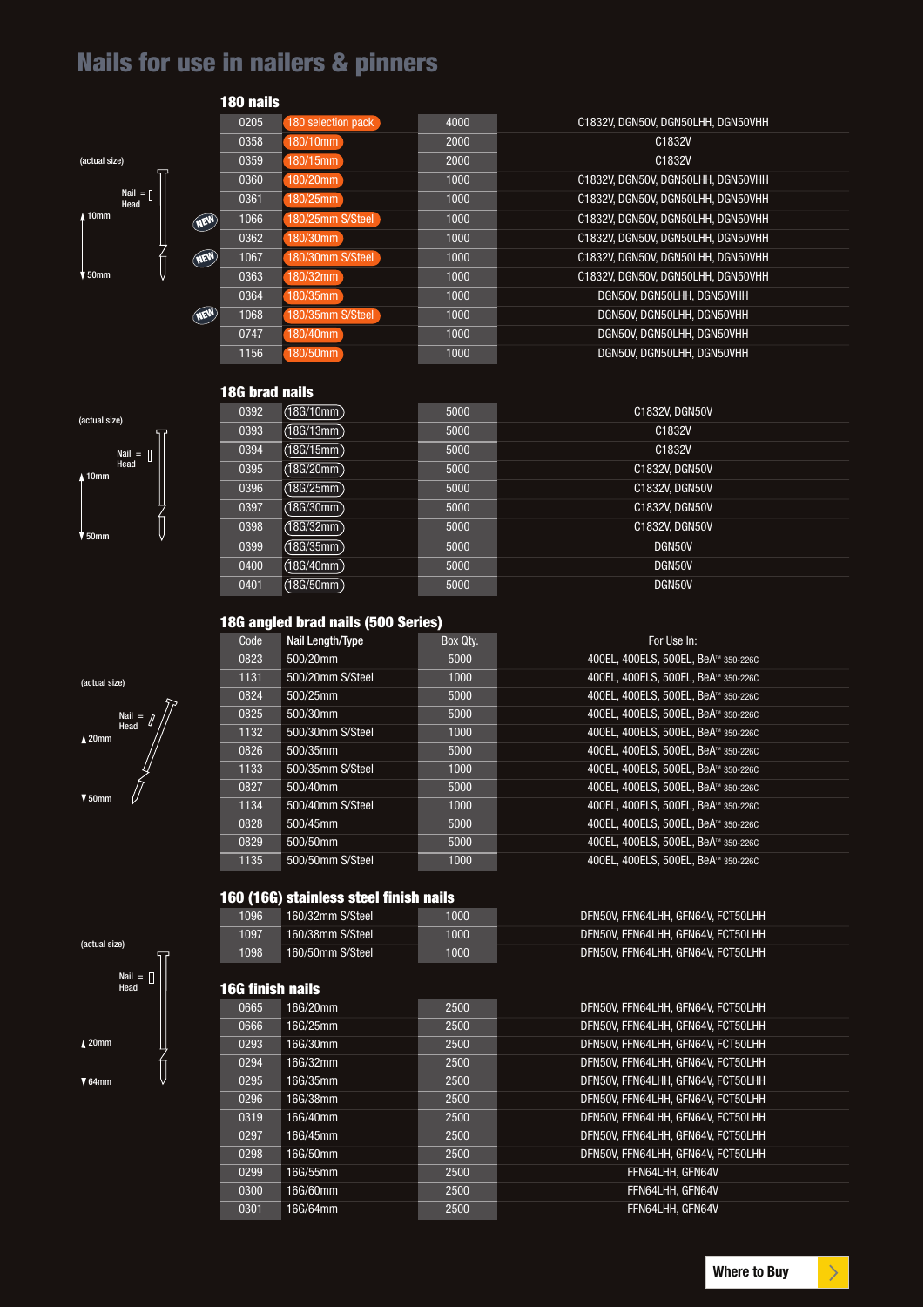# Nails for use in nailers & pinners

## 180 nails

(actual size)

Nail Head

10mm

50mm

| Code | Nail Length/Type | Box Qty. | For Use In: |
|---|---|---|---|
| 0205 | 180 selection pack | 4000 | C1832V, DGN50V, DGN50LHH, DGN50VHH |
| 0358 | 180/10mm | 2000 | C1832V |
| 0359 | 180/15mm | 2000 | C1832V |
| 0360 | 180/20mm | 1000 | C1832V, DGN50V, DGN50LHH, DGN50VHH |
| 0361 | 180/25mm | 1000 | C1832V, DGN50V, DGN50LHH, DGN50VHH |
| 1066 (NEW) | 180/25mm S/Steel | 1000 | C1832V, DGN50V, DGN50LHH, DGN50VHH |
| 0362 | 180/30mm | 1000 | C1832V, DGN50V, DGN50LHH, DGN50VHH |
| 1067 (NEW) | 180/30mm S/Steel | 1000 | C1832V, DGN50V, DGN50LHH, DGN50VHH |
| 0363 | 180/32mm | 1000 | C1832V, DGN50V, DGN50LHH, DGN50VHH |
| 0364 | 180/35mm | 1000 | DGN50V, DGN50LHH, DGN50VHH |
| 1068 (NEW) | 180/35mm S/Steel | 1000 | DGN50V, DGN50LHH, DGN50VHH |
| 0747 | 180/40mm | 1000 | DGN50V, DGN50LHH, DGN50VHH |
| 1156 | 180/50mm | 1000 | DGN50V, DGN50LHH, DGN50VHH |

## 18G brad nails

(actual size)

Nail Head

10mm

50mm

| Code | Nail Length/Type | Box Qty. | For Use In: |
|---|---|---|---|
| 0392 | 18G/10mm | 5000 | C1832V, DGN50V |
| 0393 | 18G/13mm | 5000 | C1832V |
| 0394 | 18G/15mm | 5000 | C1832V |
| 0395 | 18G/20mm | 5000 | C1832V, DGN50V |
| 0396 | 18G/25mm | 5000 | C1832V, DGN50V |
| 0397 | 18G/30mm | 5000 | C1832V, DGN50V |
| 0398 | 18G/32mm | 5000 | C1832V, DGN50V |
| 0399 | 18G/35mm | 5000 | DGN50V |
| 0400 | 18G/40mm | 5000 | DGN50V |
| 0401 | 18G/50mm | 5000 | DGN50V |

## 18G angled brad nails (500 Series)

(actual size)

Nail Head

20mm

50mm

| Code | Nail Length/Type | Box Qty. | For Use In: |
|---|---|---|---|
| 0823 | 500/20mm | 5000 | 400EL, 400ELS, 500EL, BeA™ 350-226C |
| 1131 | 500/20mm S/Steel | 1000 | 400EL, 400ELS, 500EL, BeA™ 350-226C |
| 0824 | 500/25mm | 5000 | 400EL, 400ELS, 500EL, BeA™ 350-226C |
| 0825 | 500/30mm | 5000 | 400EL, 400ELS, 500EL, BeA™ 350-226C |
| 1132 | 500/30mm S/Steel | 1000 | 400EL, 400ELS, 500EL, BeA™ 350-226C |
| 0826 | 500/35mm | 5000 | 400EL, 400ELS, 500EL, BeA™ 350-226C |
| 1133 | 500/35mm S/Steel | 1000 | 400EL, 400ELS, 500EL, BeA™ 350-226C |
| 0827 | 500/40mm | 5000 | 400EL, 400ELS, 500EL, BeA™ 350-226C |
| 1134 | 500/40mm S/Steel | 1000 | 400EL, 400ELS, 500EL, BeA™ 350-226C |
| 0828 | 500/45mm | 5000 | 400EL, 400ELS, 500EL, BeA™ 350-226C |
| 0829 | 500/50mm | 5000 | 400EL, 400ELS, 500EL, BeA™ 350-226C |
| 1135 | 500/50mm S/Steel | 1000 | 400EL, 400ELS, 500EL, BeA™ 350-226C |

## 160 (16G) stainless steel finish nails

(actual size)

Nail Head

20mm

64mm

| Code | Nail Length/Type | Box Qty. | For Use In: |
|---|---|---|---|
| 1096 | 160/32mm S/Steel | 1000 | DFN50V, FFN64LHH, GFN64V, FCT50LHH |
| 1097 | 160/38mm S/Steel | 1000 | DFN50V, FFN64LHH, GFN64V, FCT50LHH |
| 1098 | 160/50mm S/Steel | 1000 | DFN50V, FFN64LHH, GFN64V, FCT50LHH |

## 16G finish nails

| Code | Nail Length/Type | Box Qty. | For Use In: |
|---|---|---|---|
| 0665 | 16G/20mm | 2500 | DFN50V, FFN64LHH, GFN64V, FCT50LHH |
| 0666 | 16G/25mm | 2500 | DFN50V, FFN64LHH, GFN64V, FCT50LHH |
| 0293 | 16G/30mm | 2500 | DFN50V, FFN64LHH, GFN64V, FCT50LHH |
| 0294 | 16G/32mm | 2500 | DFN50V, FFN64LHH, GFN64V, FCT50LHH |
| 0295 | 16G/35mm | 2500 | DFN50V, FFN64LHH, GFN64V, FCT50LHH |
| 0296 | 16G/38mm | 2500 | DFN50V, FFN64LHH, GFN64V, FCT50LHH |
| 0319 | 16G/40mm | 2500 | DFN50V, FFN64LHH, GFN64V, FCT50LHH |
| 0297 | 16G/45mm | 2500 | DFN50V, FFN64LHH, GFN64V, FCT50LHH |
| 0298 | 16G/50mm | 2500 | DFN50V, FFN64LHH, GFN64V, FCT50LHH |
| 0299 | 16G/55mm | 2500 | FFN64LHH, GFN64V |
| 0300 | 16G/60mm | 2500 | FFN64LHH, GFN64V |
| 0301 | 16G/64mm | 2500 | FFN64LHH, GFN64V |

Where to Buy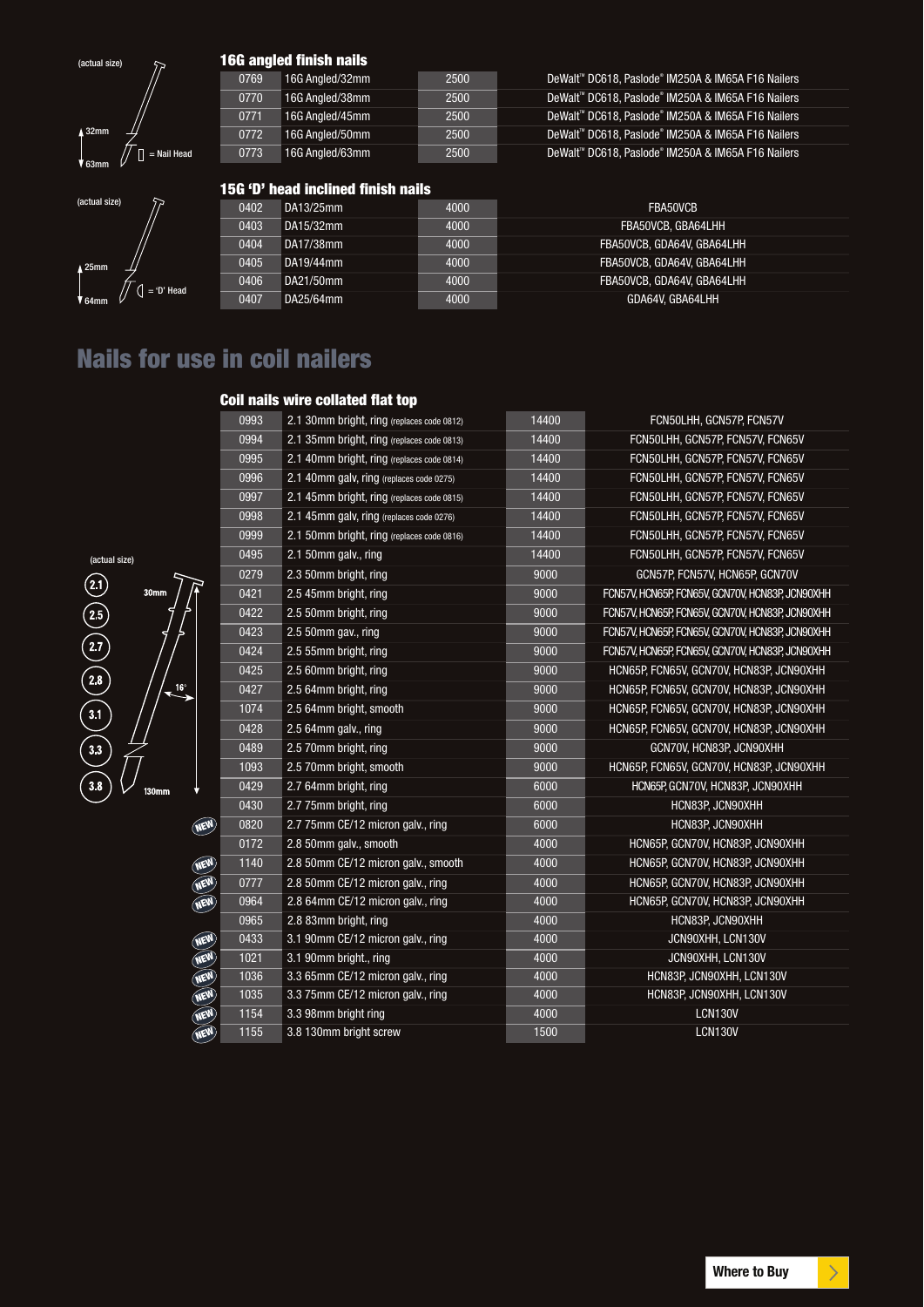(actual size)

32mm

63mm

= Nail Head

### 16G angled finish nails

| | | | |
|---|---|---|---|
| 0769 | 16G Angled/32mm | 2500 | DeWalt™ DC618, Paslode® IM250A & IM65A F16 Nailers |
| 0770 | 16G Angled/38mm | 2500 | DeWalt™ DC618, Paslode® IM250A & IM65A F16 Nailers |
| 0771 | 16G Angled/45mm | 2500 | DeWalt™ DC618, Paslode® IM250A & IM65A F16 Nailers |
| 0772 | 16G Angled/50mm | 2500 | DeWalt™ DC618, Paslode® IM250A & IM65A F16 Nailers |
| 0773 | 16G Angled/63mm | 2500 | DeWalt™ DC618, Paslode® IM250A & IM65A F16 Nailers |

(actual size)

25mm

64mm

= 'D' Head

### 15G 'D' head inclined finish nails

| | | | |
|---|---|---|---|
| 0402 | DA13/25mm | 4000 | FBA50VCB |
| 0403 | DA15/32mm | 4000 | FBA50VCB, GBA64LHH |
| 0404 | DA17/38mm | 4000 | FBA50VCB, GDA64V, GBA64LHH |
| 0405 | DA19/44mm | 4000 | FBA50VCB, GDA64V, GBA64LHH |
| 0406 | DA21/50mm | 4000 | FBA50VCB, GDA64V, GBA64LHH |
| 0407 | DA25/64mm | 4000 | GDA64V, GBA64LHH |

## Nails for use in coil nailers

(actual size)

2.1 2.5 2.7 2.8 3.1 3.3 3.8

30mm

16°

130mm

### Coil nails wire collated flat top

| | | | | |
|---|---|---|---|---|
| | 0993 | 2.1 30mm bright, ring (replaces code 0812) | 14400 | FCN50LHH, GCN57P, FCN57V |
| | 0994 | 2.1 35mm bright, ring (replaces code 0813) | 14400 | FCN50LHH, GCN57P, FCN57V, FCN65V |
| | 0995 | 2.1 40mm bright, ring (replaces code 0814) | 14400 | FCN50LHH, GCN57P, FCN57V, FCN65V |
| | 0996 | 2.1 40mm galv, ring (replaces code 0275) | 14400 | FCN50LHH, GCN57P, FCN57V, FCN65V |
| | 0997 | 2.1 45mm bright, ring (replaces code 0815) | 14400 | FCN50LHH, GCN57P, FCN57V, FCN65V |
| | 0998 | 2.1 45mm galv, ring (replaces code 0276) | 14400 | FCN50LHH, GCN57P, FCN57V, FCN65V |
| | 0999 | 2.1 50mm bright, ring (replaces code 0816) | 14400 | FCN50LHH, GCN57P, FCN57V, FCN65V |
| | 0495 | 2.1 50mm galv., ring | 14400 | FCN50LHH, GCN57P, FCN57V, FCN65V |
| | 0279 | 2.3 50mm bright, ring | 9000 | GCN57P, FCN57V, HCN65P, GCN70V |
| | 0421 | 2.5 45mm bright, ring | 9000 | FCN57V, HCN65P, FCN65V, GCN70V, HCN83P, JCN90XHH |
| | 0422 | 2.5 50mm bright, ring | 9000 | FCN57V, HCN65P, FCN65V, GCN70V, HCN83P, JCN90XHH |
| | 0423 | 2.5 50mm gav., ring | 9000 | FCN57V, HCN65P, FCN65V, GCN70V, HCN83P, JCN90XHH |
| | 0424 | 2.5 55mm bright, ring | 9000 | FCN57V, HCN65P, FCN65V, GCN70V, HCN83P, JCN90XHH |
| | 0425 | 2.5 60mm bright, ring | 9000 | HCN65P, FCN65V, GCN70V, HCN83P, JCN90XHH |
| | 0427 | 2.5 64mm bright, ring | 9000 | HCN65P, FCN65V, GCN70V, HCN83P, JCN90XHH |
| | 1074 | 2.5 64mm bright, smooth | 9000 | HCN65P, FCN65V, GCN70V, HCN83P, JCN90XHH |
| | 0428 | 2.5 64mm galv., ring | 9000 | HCN65P, FCN65V, GCN70V, HCN83P, JCN90XHH |
| | 0489 | 2.5 70mm bright, ring | 9000 | GCN70V, HCN83P, JCN90XHH |
| | 1093 | 2.5 70mm bright, smooth | 9000 | HCN65P, FCN65V, GCN70V, HCN83P, JCN90XHH |
| | 0429 | 2.7 64mm bright, ring | 6000 | HCN65P, GCN70V, HCN83P, JCN90XHH |
| | 0430 | 2.7 75mm bright, ring | 6000 | HCN83P, JCN90XHH |
| NEW | 0820 | 2.7 75mm CE/12 micron galv., ring | 6000 | HCN83P, JCN90XHH |
| | 0172 | 2.8 50mm galv., smooth | 4000 | HCN65P, GCN70V, HCN83P, JCN90XHH |
| NEW | 1140 | 2.8 50mm CE/12 micron galv., smooth | 4000 | HCN65P, GCN70V, HCN83P, JCN90XHH |
| NEW | 0777 | 2.8 50mm CE/12 micron galv., ring | 4000 | HCN65P, GCN70V, HCN83P, JCN90XHH |
| NEW | 0964 | 2.8 64mm CE/12 micron galv., ring | 4000 | HCN65P, GCN70V, HCN83P, JCN90XHH |
| | 0965 | 2.8 83mm bright, ring | 4000 | HCN83P, JCN90XHH |
| NEW | 0433 | 3.1 90mm CE/12 micron galv., ring | 4000 | JCN90XHH, LCN130V |
| NEW | 1021 | 3.1 90mm bright., ring | 4000 | JCN90XHH, LCN130V |
| NEW | 1036 | 3.3 65mm CE/12 micron galv., ring | 4000 | HCN83P, JCN90XHH, LCN130V |
| NEW | 1035 | 3.3 75mm CE/12 micron galv., ring | 4000 | HCN83P, JCN90XHH, LCN130V |
| NEW | 1154 | 3.3 98mm bright ring | 4000 | LCN130V |
| NEW | 1155 | 3.8 130mm bright screw | 1500 | LCN130V |

Where to Buy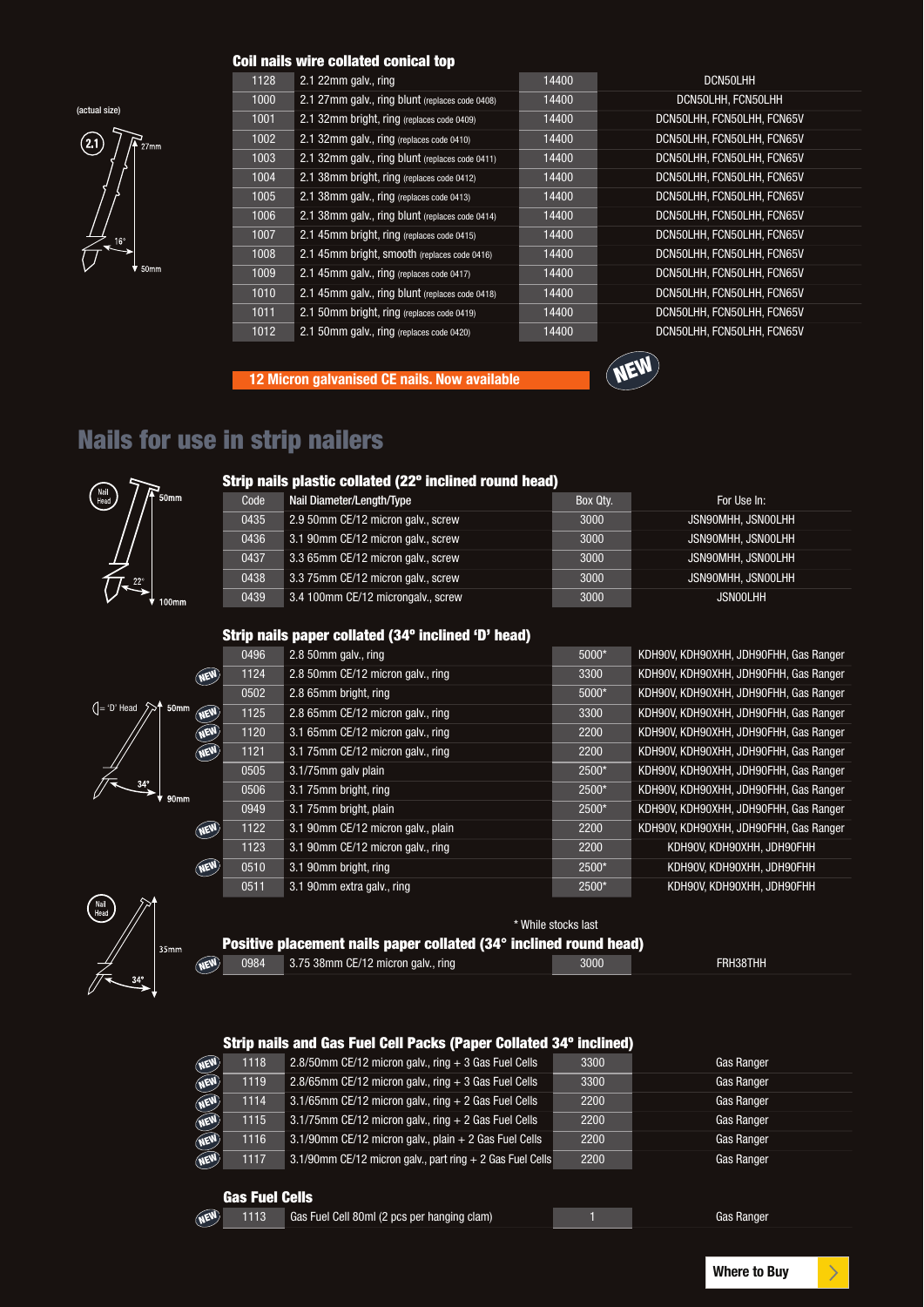### Coil nails wire collated conical top

(actual size)

2.1 27mm 16° 50mm

| | | | |
|---|---|---|---|
| 1128 | 2.1 22mm galv., ring | 14400 | DCN50LHH |
| 1000 | 2.1 27mm galv., ring blunt (replaces code 0408) | 14400 | DCN50LHH, FCN50LHH |
| 1001 | 2.1 32mm bright, ring (replaces code 0409) | 14400 | DCN50LHH, FCN50LHH, FCN65V |
| 1002 | 2.1 32mm galv., ring (replaces code 0410) | 14400 | DCN50LHH, FCN50LHH, FCN65V |
| 1003 | 2.1 32mm galv., ring blunt (replaces code 0411) | 14400 | DCN50LHH, FCN50LHH, FCN65V |
| 1004 | 2.1 38mm bright, ring (replaces code 0412) | 14400 | DCN50LHH, FCN50LHH, FCN65V |
| 1005 | 2.1 38mm galv., ring (replaces code 0413) | 14400 | DCN50LHH, FCN50LHH, FCN65V |
| 1006 | 2.1 38mm galv., ring blunt (replaces code 0414) | 14400 | DCN50LHH, FCN50LHH, FCN65V |
| 1007 | 2.1 45mm bright, ring (replaces code 0415) | 14400 | DCN50LHH, FCN50LHH, FCN65V |
| 1008 | 2.1 45mm bright, smooth (replaces code 0416) | 14400 | DCN50LHH, FCN50LHH, FCN65V |
| 1009 | 2.1 45mm galv., ring (replaces code 0417) | 14400 | DCN50LHH, FCN50LHH, FCN65V |
| 1010 | 2.1 45mm galv., ring blunt (replaces code 0418) | 14400 | DCN50LHH, FCN50LHH, FCN65V |
| 1011 | 2.1 50mm bright, ring (replaces code 0419) | 14400 | DCN50LHH, FCN50LHH, FCN65V |
| 1012 | 2.1 50mm galv., ring (replaces code 0420) | 14400 | DCN50LHH, FCN50LHH, FCN65V |

**12 Micron galvanised CE nails. Now available** NEW

## Nails for use in strip nailers

### Strip nails plastic collated (22° inclined round head)

Nail Head 50mm 22° 100mm

| Code | Nail Diameter/Length/Type | Box Qty. | For Use In: |
|---|---|---|---|
| 0435 | 2.9 50mm CE/12 micron galv., screw | 3000 | JSN90MHH, JSN00LHH |
| 0436 | 3.1 90mm CE/12 micron galv., screw | 3000 | JSN90MHH, JSN00LHH |
| 0437 | 3.3 65mm CE/12 micron galv., screw | 3000 | JSN90MHH, JSN00LHH |
| 0438 | 3.3 75mm CE/12 micron galv., screw | 3000 | JSN90MHH, JSN00LHH |
| 0439 | 3.4 100mm CE/12 microngalv., screw | 3000 | JSN00LHH |

### Strip nails paper collated (34° inclined 'D' head)

= 'D' Head 50mm 34° 90mm

| | | | | |
|---|---|---|---|---|
| | 0496 | 2.8 50mm galv., ring | 5000* | KDH90V, KDH90XHH, JDH90FHH, Gas Ranger |
| NEW | 1124 | 2.8 50mm CE/12 micron galv., ring | 3300 | KDH90V, KDH90XHH, JDH90FHH, Gas Ranger |
| | 0502 | 2.8 65mm bright, ring | 5000* | KDH90V, KDH90XHH, JDH90FHH, Gas Ranger |
| NEW | 1125 | 2.8 65mm CE/12 micron galv., ring | 3300 | KDH90V, KDH90XHH, JDH90FHH, Gas Ranger |
| NEW | 1120 | 3.1 65mm CE/12 micron galv., ring | 2200 | KDH90V, KDH90XHH, JDH90FHH, Gas Ranger |
| NEW | 1121 | 3.1 75mm CE/12 micron galv., ring | 2200 | KDH90V, KDH90XHH, JDH90FHH, Gas Ranger |
| | 0505 | 3.1/75mm galv plain | 2500* | KDH90V, KDH90XHH, JDH90FHH, Gas Ranger |
| | 0506 | 3.1 75mm bright, ring | 2500* | KDH90V, KDH90XHH, JDH90FHH, Gas Ranger |
| | 0949 | 3.1 75mm bright, plain | 2500* | KDH90V, KDH90XHH, JDH90FHH, Gas Ranger |
| NEW | 1122 | 3.1 90mm CE/12 micron galv., plain | 2200 | KDH90V, KDH90XHH, JDH90FHH, Gas Ranger |
| | 1123 | 3.1 90mm CE/12 micron galv., ring | 2200 | KDH90V, KDH90XHH, JDH90FHH |
| NEW | 0510 | 3.1 90mm bright, ring | 2500* | KDH90V, KDH90XHH, JDH90FHH |
| | 0511 | 3.1 90mm extra galv., ring | 2500* | KDH90V, KDH90XHH, JDH90FHH |

\* While stocks last

### Positive placement nails paper collated (34° inclined round head)

Nail Head 35mm 34°

| | | | | |
|---|---|---|---|---|
| NEW | 0984 | 3.75 38mm CE/12 micron galv., ring | 3000 | FRH38THH |

### Strip nails and Gas Fuel Cell Packs (Paper Collated 34° inclined)

| | | | | |
|---|---|---|---|---|
| NEW | 1118 | 2.8/50mm CE/12 micron galv., ring + 3 Gas Fuel Cells | 3300 | Gas Ranger |
| NEW | 1119 | 2.8/65mm CE/12 micron galv., ring + 3 Gas Fuel Cells | 3300 | Gas Ranger |
| NEW | 1114 | 3.1/65mm CE/12 micron galv., ring + 2 Gas Fuel Cells | 2200 | Gas Ranger |
| NEW | 1115 | 3.1/75mm CE/12 micron galv., ring + 2 Gas Fuel Cells | 2200 | Gas Ranger |
| NEW | 1116 | 3.1/90mm CE/12 micron galv., plain + 2 Gas Fuel Cells | 2200 | Gas Ranger |
| NEW | 1117 | 3.1/90mm CE/12 micron galv., part ring + 2 Gas Fuel Cells | 2200 | Gas Ranger |

### Gas Fuel Cells

| | | | | |
|---|---|---|---|---|
| NEW | 1113 | Gas Fuel Cell 80ml (2 pcs per hanging clam) | 1 | Gas Ranger |

Where to Buy